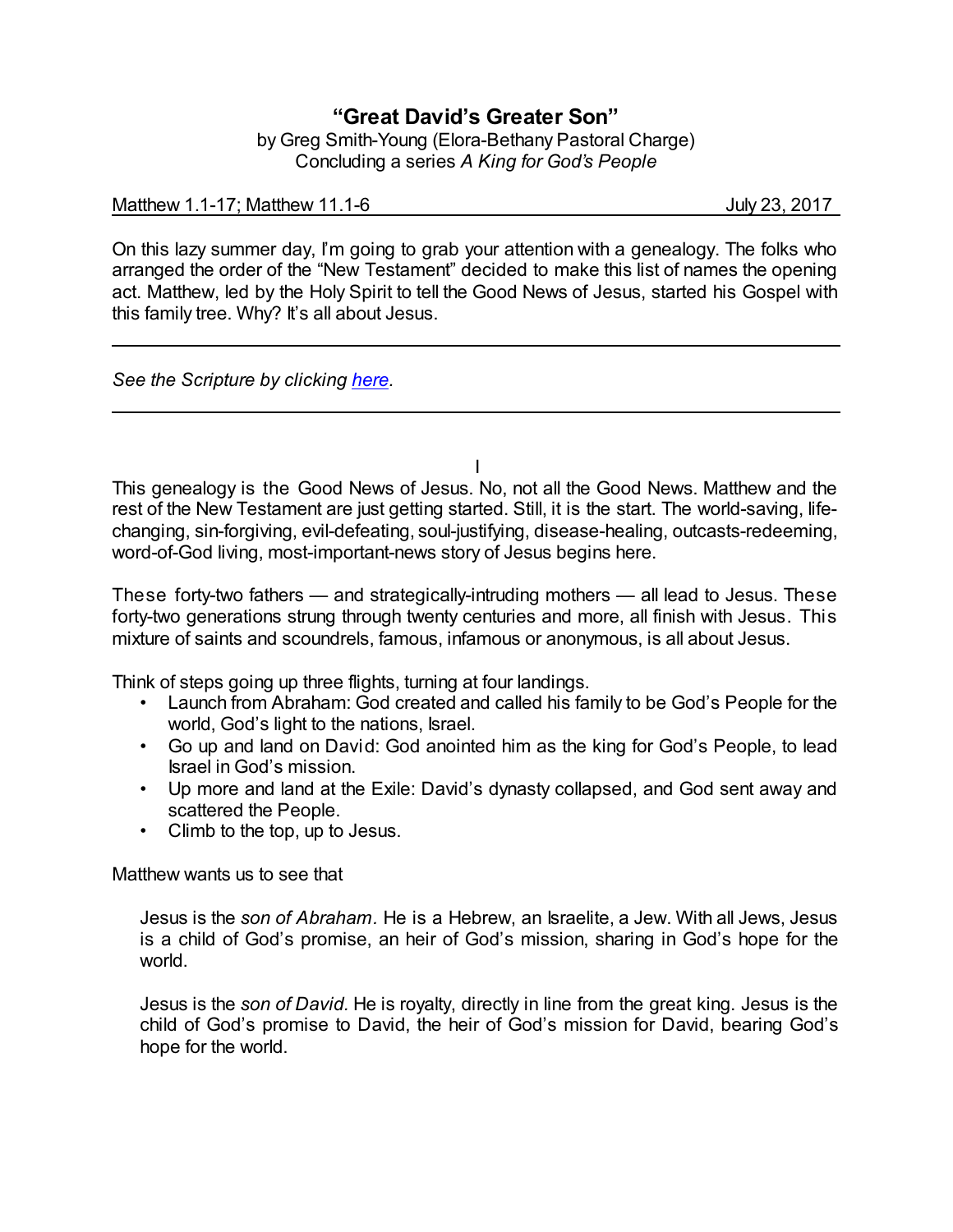# "Great David's Greater Son"

by Greg Smith-Young (Elora-Bethany Pastoral Charge)
Concluding a series *A King for God's People*

Matthew 1.1-17; Matthew 11.1-6 — July 23, 2017

On this lazy summer day, I'm going to grab your attention with a genealogy. The folks who arranged the order of the "New Testament" decided to make this list of names the opening act. Matthew, led by the Holy Spirit to tell the Good News of Jesus, started his Gospel with this family tree. Why? It's all about Jesus.

---

*See the Scripture by clicking [here](#).*

---

I

This genealogy is the Good News of Jesus. No, not all the Good News. Matthew and the rest of the New Testament are just getting started. Still, it is the start. The world-saving, life-changing, sin-forgiving, evil-defeating, soul-justifying, disease-healing, outcasts-redeeming, word-of-God living, most-important-news story of Jesus begins here.

These forty-two fathers — and strategically-intruding mothers — all lead to Jesus. These forty-two generations strung through twenty centuries and more, all finish with Jesus. This mixture of saints and scoundrels, famous, infamous or anonymous, is all about Jesus.

Think of steps going up three flights, turning at four landings.

- Launch from Abraham: God created and called his family to be God's People for the world, God's light to the nations, Israel.
- Go up and land on David: God anointed him as the king for God's People, to lead Israel in God's mission.
- Up more and land at the Exile: David's dynasty collapsed, and God sent away and scattered the People.
- Climb to the top, up to Jesus.

Matthew wants us to see that

> Jesus is the *son of Abraham*. He is a Hebrew, an Israelite, a Jew. With all Jews, Jesus is a child of God's promise, an heir of God's mission, sharing in God's hope for the world.
>
> Jesus is the *son of David.* He is royalty, directly in line from the great king. Jesus is the child of God's promise to David, the heir of God's mission for David, bearing God's hope for the world.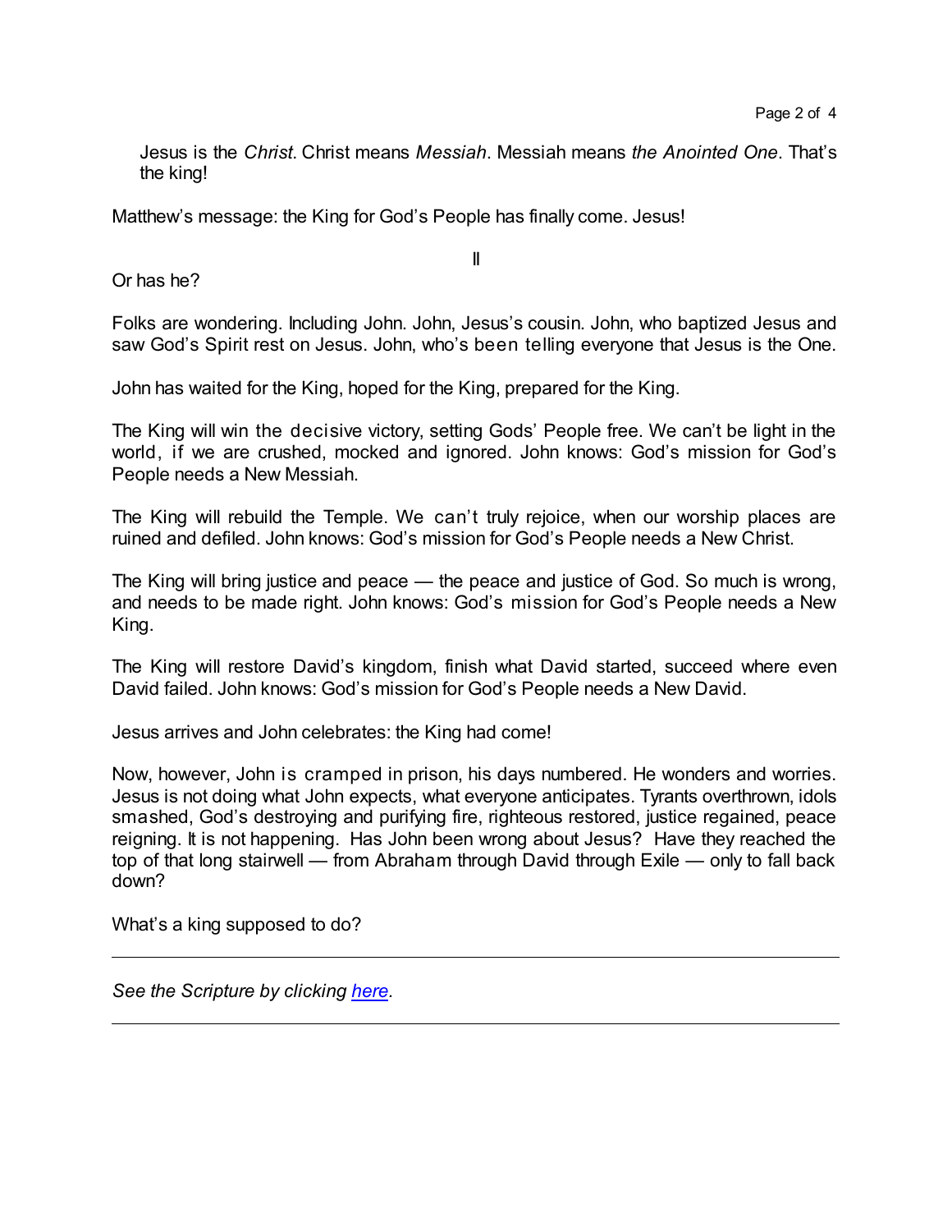Jesus is the *Christ*. Christ means *Messiah*. Messiah means *the Anointed One*. That's the king!

Matthew's message: the King for God's People has finally come. Jesus!

II

Or has he?

Folks are wondering. Including John. John, Jesus's cousin. John, who baptized Jesus and saw God's Spirit rest on Jesus. John, who's been telling everyone that Jesus is the One.

John has waited for the King, hoped for the King, prepared for the King.

The King will win the decisive victory, setting Gods' People free. We can't be light in the world, if we are crushed, mocked and ignored. John knows: God's mission for God's People needs a New Messiah.

The King will rebuild the Temple. We can't truly rejoice, when our worship places are ruined and defiled. John knows: God's mission for God's People needs a New Christ.

The King will bring justice and peace — the peace and justice of God. So much is wrong, and needs to be made right. John knows: God's mission for God's People needs a New King.

The King will restore David's kingdom, finish what David started, succeed where even David failed. John knows: God's mission for God's People needs a New David.

Jesus arrives and John celebrates: the King had come!

Now, however, John is cramped in prison, his days numbered. He wonders and worries. Jesus is not doing what John expects, what everyone anticipates. Tyrants overthrown, idols smashed, God's destroying and purifying fire, righteous restored, justice regained, peace reigning. It is not happening. Has John been wrong about Jesus? Have they reached the top of that long stairwell — from Abraham through David through Exile — only to fall back down?

What's a king supposed to do?

---

*See the Scripture by clicking [here](#).*

---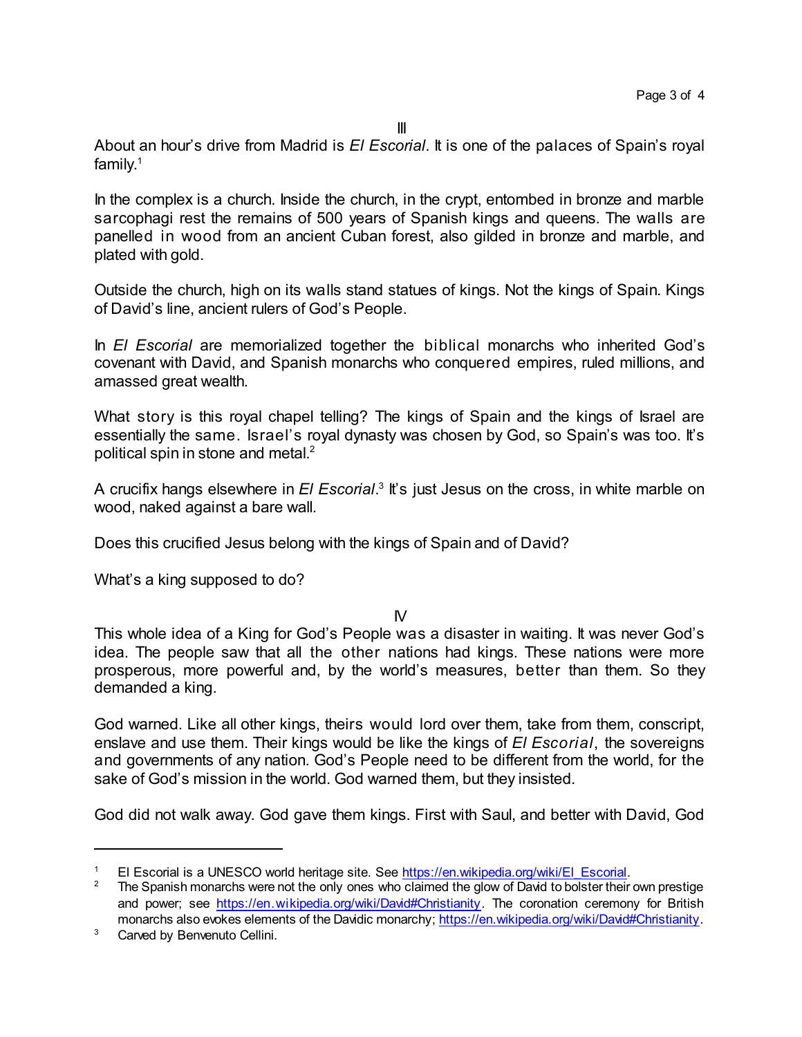III

About an hour's drive from Madrid is *El Escorial*. It is one of the palaces of Spain's royal family.[1]

In the complex is a church. Inside the church, in the crypt, entombed in bronze and marble sarcophagi rest the remains of 500 years of Spanish kings and queens. The walls are panelled in wood from an ancient Cuban forest, also gilded in bronze and marble, and plated with gold.

Outside the church, high on its walls stand statues of kings. Not the kings of Spain. Kings of David's line, ancient rulers of God's People.

In *El Escorial* are memorialized together the biblical monarchs who inherited God's covenant with David, and Spanish monarchs who conquered empires, ruled millions, and amassed great wealth.

What story is this royal chapel telling? The kings of Spain and the kings of Israel are essentially the same. Israel's royal dynasty was chosen by God, so Spain's was too. It's political spin in stone and metal.[2]

A crucifix hangs elsewhere in *El Escorial*.[3] It's just Jesus on the cross, in white marble on wood, naked against a bare wall.

Does this crucified Jesus belong with the kings of Spain and of David?

What's a king supposed to do?

IV

This whole idea of a King for God's People was a disaster in waiting. It was never God's idea. The people saw that all the other nations had kings. These nations were more prosperous, more powerful and, by the world's measures, better than them. So they demanded a king.

God warned. Like all other kings, theirs would lord over them, take from them, conscript, enslave and use them. Their kings would be like the kings of *El Escorial*, the sovereigns and governments of any nation. God's People need to be different from the world, for the sake of God's mission in the world. God warned them, but they insisted.

God did not walk away. God gave them kings. First with Saul, and better with David, God

---

[1] El Escorial is a UNESCO world heritage site. See [https://en.wikipedia.org/wiki/El_Escorial](https://en.wikipedia.org/wiki/El_Escorial).

[2] The Spanish monarchs were not the only ones who claimed the glow of David to bolster their own prestige and power; see [https://en.wikipedia.org/wiki/David#Christianity](https://en.wikipedia.org/wiki/David#Christianity). The coronation ceremony for British monarchs also evokes elements of the Davidic monarchy; [https://en.wikipedia.org/wiki/David#Christianity](https://en.wikipedia.org/wiki/David#Christianity).

[3] Carved by Benvenuto Cellini.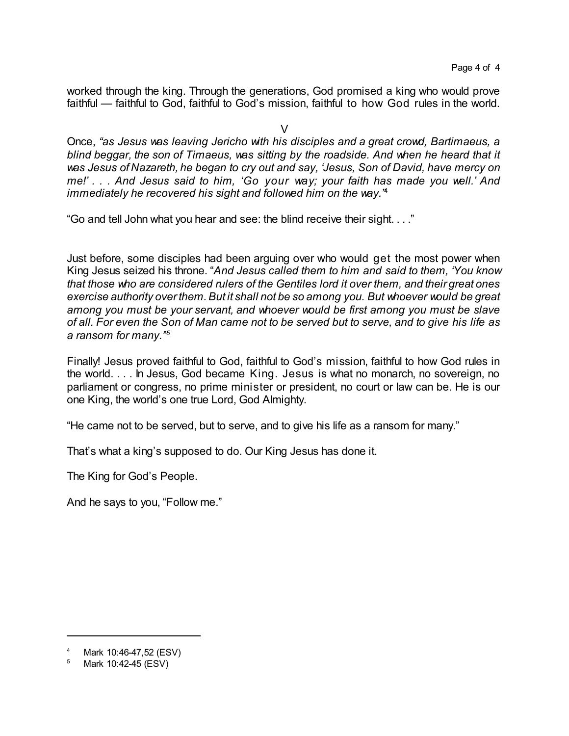worked through the king. Through the generations, God promised a king who would prove faithful — faithful to God, faithful to God's mission, faithful to how God rules in the world.

V

Once, *"as Jesus was leaving Jericho with his disciples and a great crowd, Bartimaeus, a blind beggar, the son of Timaeus, was sitting by the roadside. And when he heard that it was Jesus of Nazareth, he began to cry out and say, 'Jesus, Son of David, have mercy on me!' . . . And Jesus said to him, 'Go your way; your faith has made you well.' And immediately he recovered his sight and followed him on the way."*[4]

"Go and tell John what you hear and see: the blind receive their sight. . . ."

Just before, some disciples had been arguing over who would get the most power when King Jesus seized his throne. "*And Jesus called them to him and said to them, 'You know that those who are considered rulers of the Gentiles lord it over them, and their great ones exercise authority over them. But it shall not be so among you. But whoever would be great among you must be your servant, and whoever would be first among you must be slave of all. For even the Son of Man came not to be served but to serve, and to give his life as a ransom for many."*[5]

Finally! Jesus proved faithful to God, faithful to God's mission, faithful to how God rules in the world. . . . In Jesus, God became King. Jesus is what no monarch, no sovereign, no parliament or congress, no prime minister or president, no court or law can be. He is our one King, the world's one true Lord, God Almighty.

"He came not to be served, but to serve, and to give his life as a ransom for many."

That's what a king's supposed to do. Our King Jesus has done it.

The King for God's People.

And he says to you, "Follow me."

---

[4] Mark 10:46-47,52 (ESV)

[5] Mark 10:42-45 (ESV)